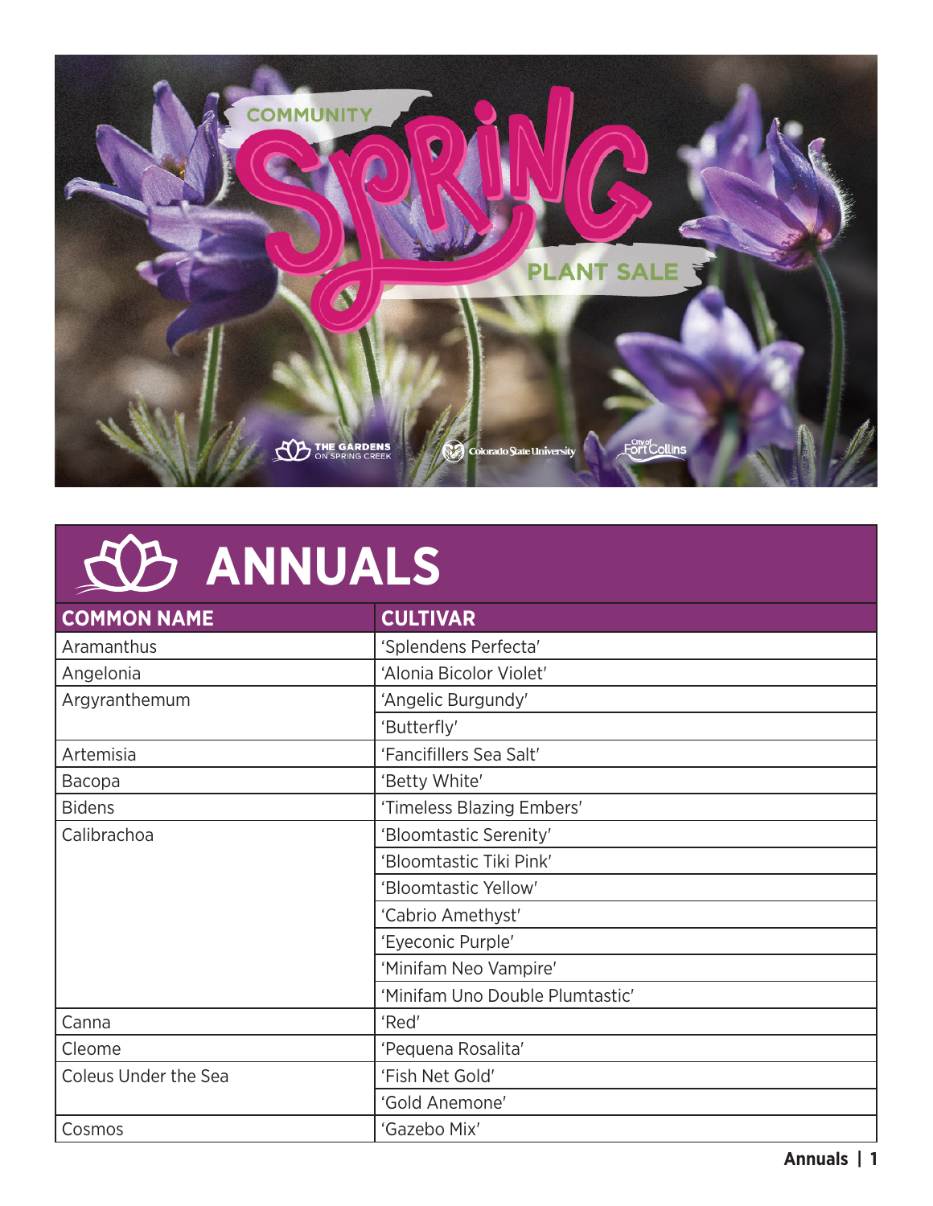# COMMUNITY SPRING PLANT SALE

THE GARDENS ON SPRING CREEK | Colorado State University | City of Fort Collins

## ANNUALS

| COMMON NAME | CULTIVAR |
| --- | --- |
| Aramanthus | 'Splendens Perfecta' |
| Angelonia | 'Alonia Bicolor Violet' |
| Argyranthemum | 'Angelic Burgundy' |
| | 'Butterfly' |
| Artemisia | 'Fancifillers Sea Salt' |
| Bacopa | 'Betty White' |
| Bidens | 'Timeless Blazing Embers' |
| Calibrachoa | 'Bloomtastic Serenity' |
| | 'Bloomtastic Tiki Pink' |
| | 'Bloomtastic Yellow' |
| | 'Cabrio Amethyst' |
| | 'Eyeconic Purple' |
| | 'Minifam Neo Vampire' |
| | 'Minifam Uno Double Plumtastic' |
| Canna | 'Red' |
| Cleome | 'Pequena Rosalita' |
| Coleus Under the Sea | 'Fish Net Gold' |
| | 'Gold Anemone' |
| Cosmos | 'Gazebo Mix' |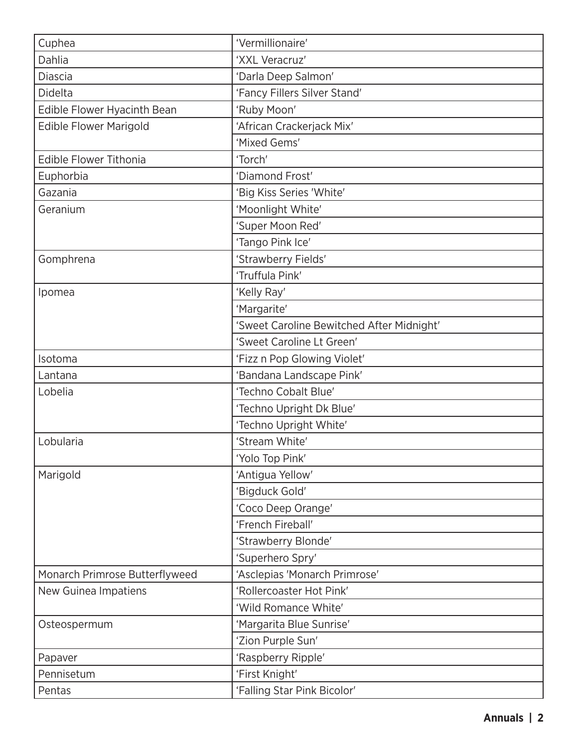| | |
|---|---|
| Cuphea | 'Vermillionaire' |
| Dahlia | 'XXL Veracruz' |
| Diascia | 'Darla Deep Salmon' |
| Didelta | 'Fancy Fillers Silver Stand' |
| Edible Flower Hyacinth Bean | 'Ruby Moon' |
| Edible Flower Marigold | 'African Crackerjack Mix' |
| | 'Mixed Gems' |
| Edible Flower Tithonia | 'Torch' |
| Euphorbia | 'Diamond Frost' |
| Gazania | 'Big Kiss Series 'White' |
| Geranium | 'Moonlight White' |
| | 'Super Moon Red' |
| | 'Tango Pink Ice' |
| Gomphrena | 'Strawberry Fields' |
| | 'Truffula Pink' |
| Ipomea | 'Kelly Ray' |
| | 'Margarite' |
| | 'Sweet Caroline Bewitched After Midnight' |
| | 'Sweet Caroline Lt Green' |
| Isotoma | 'Fizz n Pop Glowing Violet' |
| Lantana | 'Bandana Landscape Pink' |
| Lobelia | 'Techno Cobalt Blue' |
| | 'Techno Upright Dk Blue' |
| | 'Techno Upright White' |
| Lobularia | 'Stream White' |
| | 'Yolo Top Pink' |
| Marigold | 'Antigua Yellow' |
| | 'Bigduck Gold' |
| | 'Coco Deep Orange' |
| | 'French Fireball' |
| | 'Strawberry Blonde' |
| | 'Superhero Spry' |
| Monarch Primrose Butterflyweed | 'Asclepias 'Monarch Primrose' |
| New Guinea Impatiens | 'Rollercoaster Hot Pink' |
| | 'Wild Romance White' |
| Osteospermum | 'Margarita Blue Sunrise' |
| | 'Zion Purple Sun' |
| Papaver | 'Raspberry Ripple' |
| Pennisetum | 'First Knight' |
| Pentas | 'Falling Star Pink Bicolor' |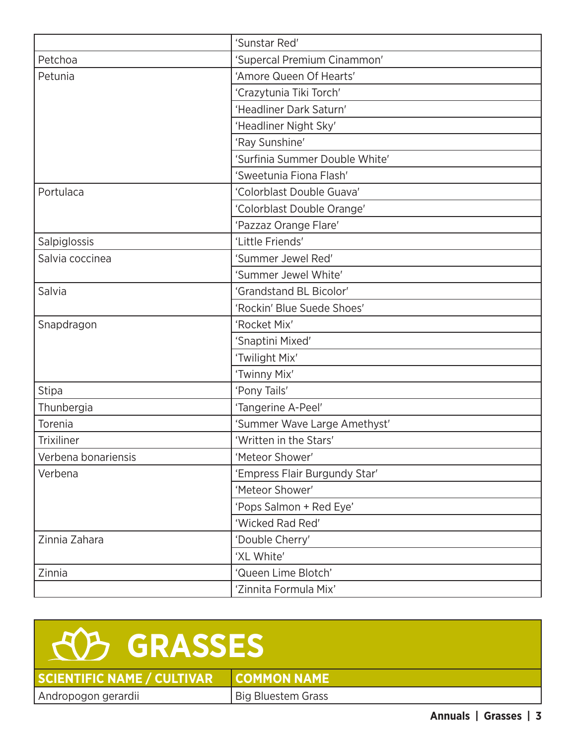| | |
|---|---|
| | 'Sunstar Red' |
| Petchoa | 'Supercal Premium Cinammon' |
| Petunia | 'Amore Queen Of Hearts' |
| | 'Crazytunia Tiki Torch' |
| | 'Headliner Dark Saturn' |
| | 'Headliner Night Sky' |
| | 'Ray Sunshine' |
| | 'Surfinia Summer Double White' |
| | 'Sweetunia Fiona Flash' |
| Portulaca | 'Colorblast Double Guava' |
| | 'Colorblast Double Orange' |
| | 'Pazzaz Orange Flare' |
| Salpiglossis | 'Little Friends' |
| Salvia coccinea | 'Summer Jewel Red' |
| | 'Summer Jewel White' |
| Salvia | 'Grandstand BL Bicolor' |
| | 'Rockin' Blue Suede Shoes' |
| Snapdragon | 'Rocket Mix' |
| | 'Snaptini Mixed' |
| | 'Twilight Mix' |
| | 'Twinny Mix' |
| Stipa | 'Pony Tails' |
| Thunbergia | 'Tangerine A-Peel' |
| Torenia | 'Summer Wave Large Amethyst' |
| Trixiliner | 'Written in the Stars' |
| Verbena bonariensis | 'Meteor Shower' |
| Verbena | 'Empress Flair Burgundy Star' |
| | 'Meteor Shower' |
| | 'Pops Salmon + Red Eye' |
| | 'Wicked Rad Red' |
| Zinnia Zahara | 'Double Cherry' |
| | 'XL White' |
| Zinnia | 'Queen Lime Blotch' |
| | 'Zinnita Formula Mix' |

# GRASSES

| SCIENTIFIC NAME / CULTIVAR | COMMON NAME |
|---|---|
| Andropogon gerardii | Big Bluestem Grass |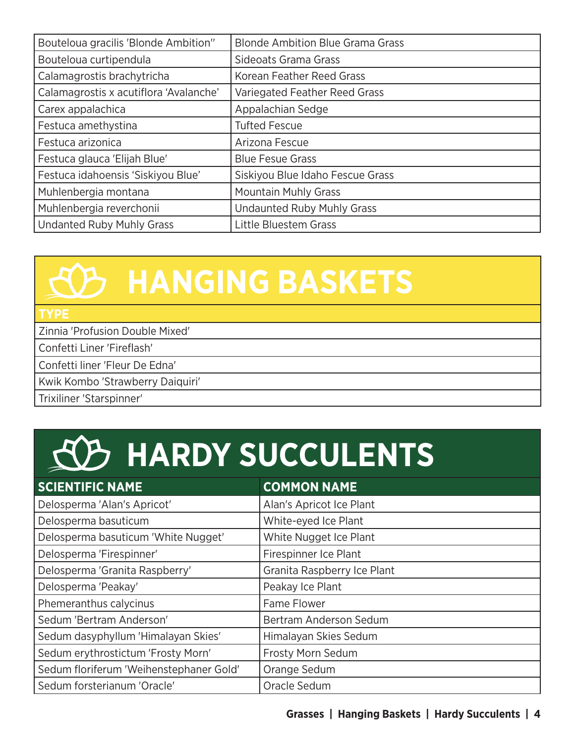| Bouteloua gracilis 'Blonde Ambition" | Blonde Ambition Blue Grama Grass |
|---|---|
| Bouteloua curtipendula | Sideoats Grama Grass |
| Calamagrostis brachytricha | Korean Feather Reed Grass |
| Calamagrostis x acutiflora 'Avalanche' | Variegated Feather Reed Grass |
| Carex appalachica | Appalachian Sedge |
| Festuca amethystina | Tufted Fescue |
| Festuca arizonica | Arizona Fescue |
| Festuca glauca 'Elijah Blue' | Blue Fesue Grass |
| Festuca idahoensis 'Siskiyou Blue' | Siskiyou Blue Idaho Fescue Grass |
| Muhlenbergia montana | Mountain Muhly Grass |
| Muhlenbergia reverchonii | Undaunted Ruby Muhly Grass |
| Undanted Ruby Muhly Grass | Little Bluestem Grass |

# HANGING BASKETS

| TYPE |
|---|
| Zinnia 'Profusion Double Mixed' |
| Confetti Liner 'Fireflash' |
| Confetti liner 'Fleur De Edna' |
| Kwik Kombo 'Strawberry Daiquiri' |
| Trixiliner 'Starspinner' |

# HARDY SUCCULENTS

| SCIENTIFIC NAME | COMMON NAME |
|---|---|
| Delosperma 'Alan's Apricot' | Alan's Apricot Ice Plant |
| Delosperma basuticum | White-eyed Ice Plant |
| Delosperma basuticum 'White Nugget' | White Nugget Ice Plant |
| Delosperma 'Firespinner' | Firespinner Ice Plant |
| Delosperma 'Granita Raspberry' | Granita Raspberry Ice Plant |
| Delosperma 'Peakay' | Peakay Ice Plant |
| Phemeranthus calycinus | Fame Flower |
| Sedum 'Bertram Anderson' | Bertram Anderson Sedum |
| Sedum dasyphyllum 'Himalayan Skies' | Himalayan Skies Sedum |
| Sedum erythrostictum 'Frosty Morn' | Frosty Morn Sedum |
| Sedum floriferum 'Weihenstephaner Gold' | Orange Sedum |
| Sedum forsterianum 'Oracle' | Oracle Sedum |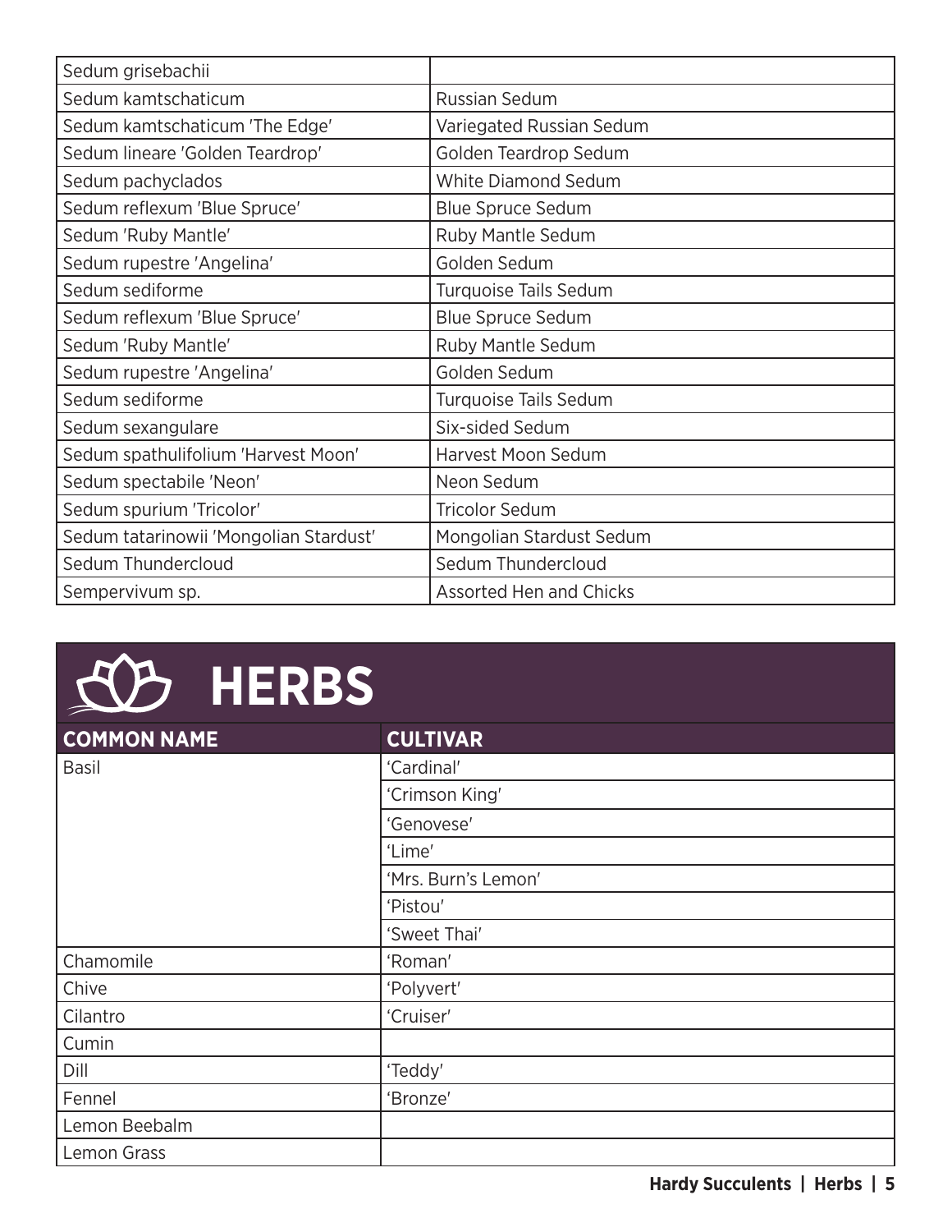| | |
|---|---|
| Sedum grisebachii | |
| Sedum kamtschaticum | Russian Sedum |
| Sedum kamtschaticum 'The Edge' | Variegated Russian Sedum |
| Sedum lineare 'Golden Teardrop' | Golden Teardrop Sedum |
| Sedum pachyclados | White Diamond Sedum |
| Sedum reflexum 'Blue Spruce' | Blue Spruce Sedum |
| Sedum 'Ruby Mantle' | Ruby Mantle Sedum |
| Sedum rupestre 'Angelina' | Golden Sedum |
| Sedum sediforme | Turquoise Tails Sedum |
| Sedum reflexum 'Blue Spruce' | Blue Spruce Sedum |
| Sedum 'Ruby Mantle' | Ruby Mantle Sedum |
| Sedum rupestre 'Angelina' | Golden Sedum |
| Sedum sediforme | Turquoise Tails Sedum |
| Sedum sexangulare | Six-sided Sedum |
| Sedum spathulifolium 'Harvest Moon' | Harvest Moon Sedum |
| Sedum spectabile 'Neon' | Neon Sedum |
| Sedum spurium 'Tricolor' | Tricolor Sedum |
| Sedum tatarinowii 'Mongolian Stardust' | Mongolian Stardust Sedum |
| Sedum Thundercloud | Sedum Thundercloud |
| Sempervivum sp. | Assorted Hen and Chicks |

# HERBS

| COMMON NAME | CULTIVAR |
|---|---|
| Basil | 'Cardinal' |
| | 'Crimson King' |
| | 'Genovese' |
| | 'Lime' |
| | 'Mrs. Burn's Lemon' |
| | 'Pistou' |
| | 'Sweet Thai' |
| Chamomile | 'Roman' |
| Chive | 'Polyvert' |
| Cilantro | 'Cruiser' |
| Cumin | |
| Dill | 'Teddy' |
| Fennel | 'Bronze' |
| Lemon Beebalm | |
| Lemon Grass | |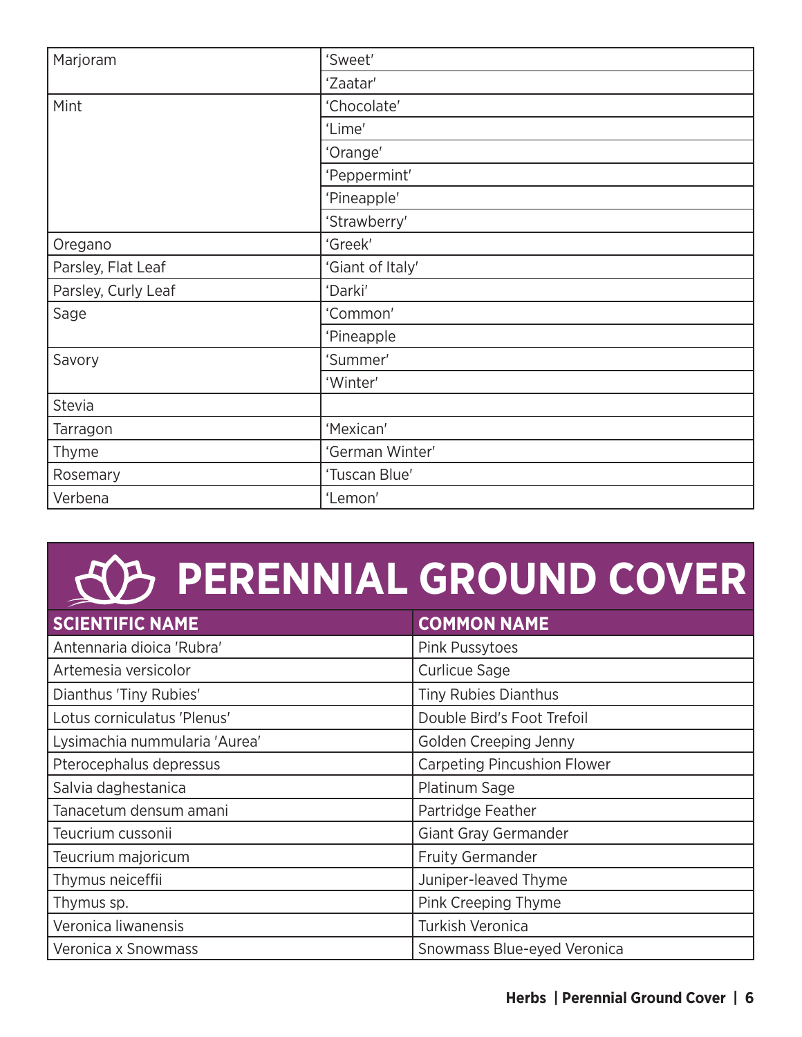| | |
|---|---|
| Marjoram | 'Sweet' |
| | 'Zaatar' |
| Mint | 'Chocolate' |
| | 'Lime' |
| | 'Orange' |
| | 'Peppermint' |
| | 'Pineapple' |
| | 'Strawberry' |
| Oregano | 'Greek' |
| Parsley, Flat Leaf | 'Giant of Italy' |
| Parsley, Curly Leaf | 'Darki' |
| Sage | 'Common' |
| | 'Pineapple |
| Savory | 'Summer' |
| | 'Winter' |
| Stevia | |
| Tarragon | 'Mexican' |
| Thyme | 'German Winter' |
| Rosemary | 'Tuscan Blue' |
| Verbena | 'Lemon' |

# PERENNIAL GROUND COVER

| SCIENTIFIC NAME | COMMON NAME |
|---|---|
| Antennaria dioica 'Rubra' | Pink Pussytoes |
| Artemesia versicolor | Curlicue Sage |
| Dianthus 'Tiny Rubies' | Tiny Rubies Dianthus |
| Lotus corniculatus 'Plenus' | Double Bird's Foot Trefoil |
| Lysimachia nummularia 'Aurea' | Golden Creeping Jenny |
| Pterocephalus depressus | Carpeting Pincushion Flower |
| Salvia daghestanica | Platinum Sage |
| Tanacetum densum amani | Partridge Feather |
| Teucrium cussonii | Giant Gray Germander |
| Teucrium majoricum | Fruity Germander |
| Thymus neiceffii | Juniper-leaved Thyme |
| Thymus sp. | Pink Creeping Thyme |
| Veronica liwanensis | Turkish Veronica |
| Veronica x Snowmass | Snowmass Blue-eyed Veronica |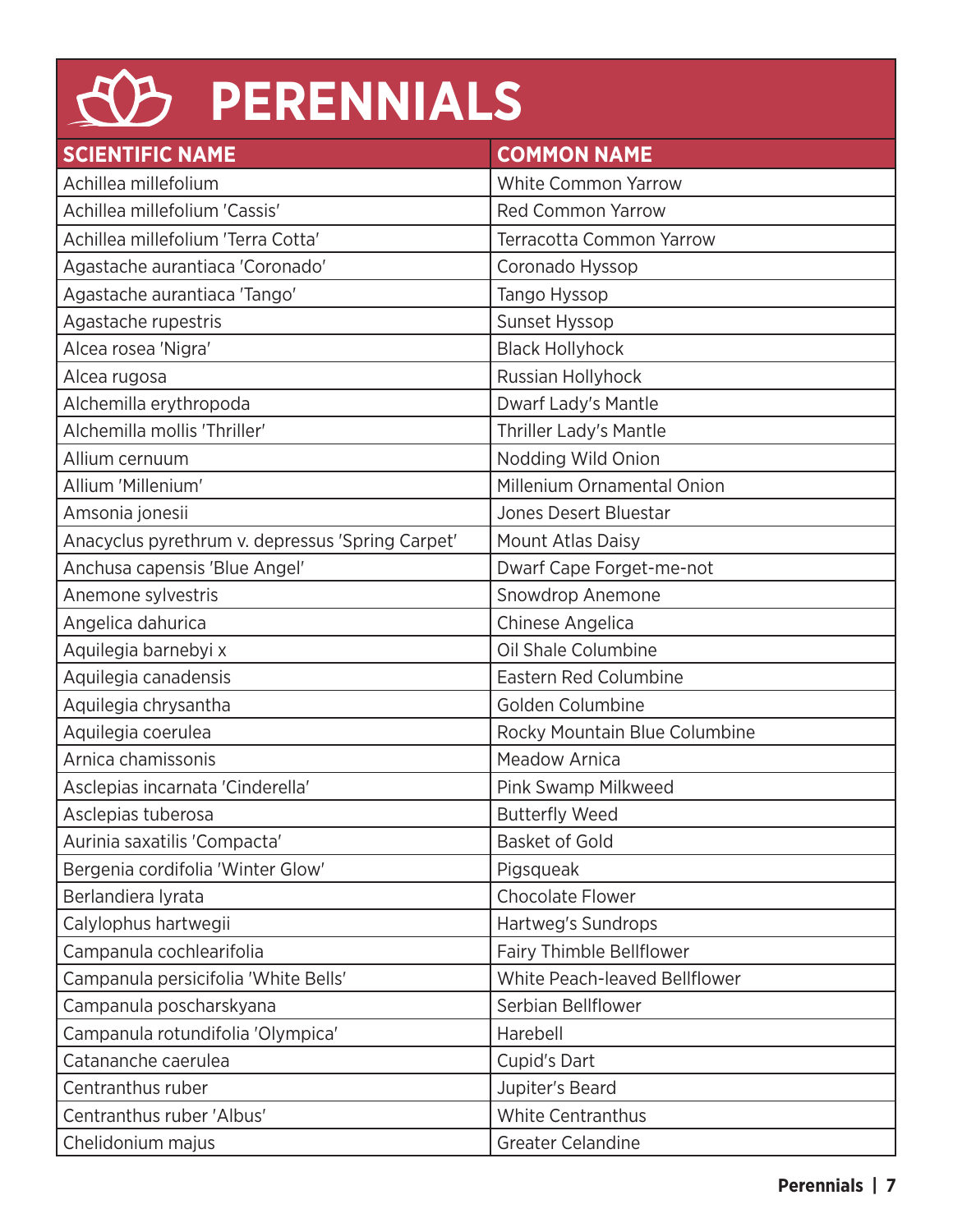# PERENNIALS

| SCIENTIFIC NAME | COMMON NAME |
| --- | --- |
| Achillea millefolium | White Common Yarrow |
| Achillea millefolium 'Cassis' | Red Common Yarrow |
| Achillea millefolium 'Terra Cotta' | Terracotta Common Yarrow |
| Agastache aurantiaca 'Coronado' | Coronado Hyssop |
| Agastache aurantiaca 'Tango' | Tango Hyssop |
| Agastache rupestris | Sunset Hyssop |
| Alcea rosea 'Nigra' | Black Hollyhock |
| Alcea rugosa | Russian Hollyhock |
| Alchemilla erythropoda | Dwarf Lady's Mantle |
| Alchemilla mollis 'Thriller' | Thriller Lady's Mantle |
| Allium cernuum | Nodding Wild Onion |
| Allium 'Millenium' | Millenium Ornamental Onion |
| Amsonia jonesii | Jones Desert Bluestar |
| Anacyclus pyrethrum v. depressus 'Spring Carpet' | Mount Atlas Daisy |
| Anchusa capensis 'Blue Angel' | Dwarf Cape Forget-me-not |
| Anemone sylvestris | Snowdrop Anemone |
| Angelica dahurica | Chinese Angelica |
| Aquilegia barnebyi x | Oil Shale Columbine |
| Aquilegia canadensis | Eastern Red Columbine |
| Aquilegia chrysantha | Golden Columbine |
| Aquilegia coerulea | Rocky Mountain Blue Columbine |
| Arnica chamissonis | Meadow Arnica |
| Asclepias incarnata 'Cinderella' | Pink Swamp Milkweed |
| Asclepias tuberosa | Butterfly Weed |
| Aurinia saxatilis 'Compacta' | Basket of Gold |
| Bergenia cordifolia 'Winter Glow' | Pigsqueak |
| Berlandiera lyrata | Chocolate Flower |
| Calylophus hartwegii | Hartweg's Sundrops |
| Campanula cochlearifolia | Fairy Thimble Bellflower |
| Campanula persicifolia 'White Bells' | White Peach-leaved Bellflower |
| Campanula poscharskyana | Serbian Bellflower |
| Campanula rotundifolia 'Olympica' | Harebell |
| Catananche caerulea | Cupid's Dart |
| Centranthus ruber | Jupiter's Beard |
| Centranthus ruber 'Albus' | White Centranthus |
| Chelidonium majus | Greater Celandine |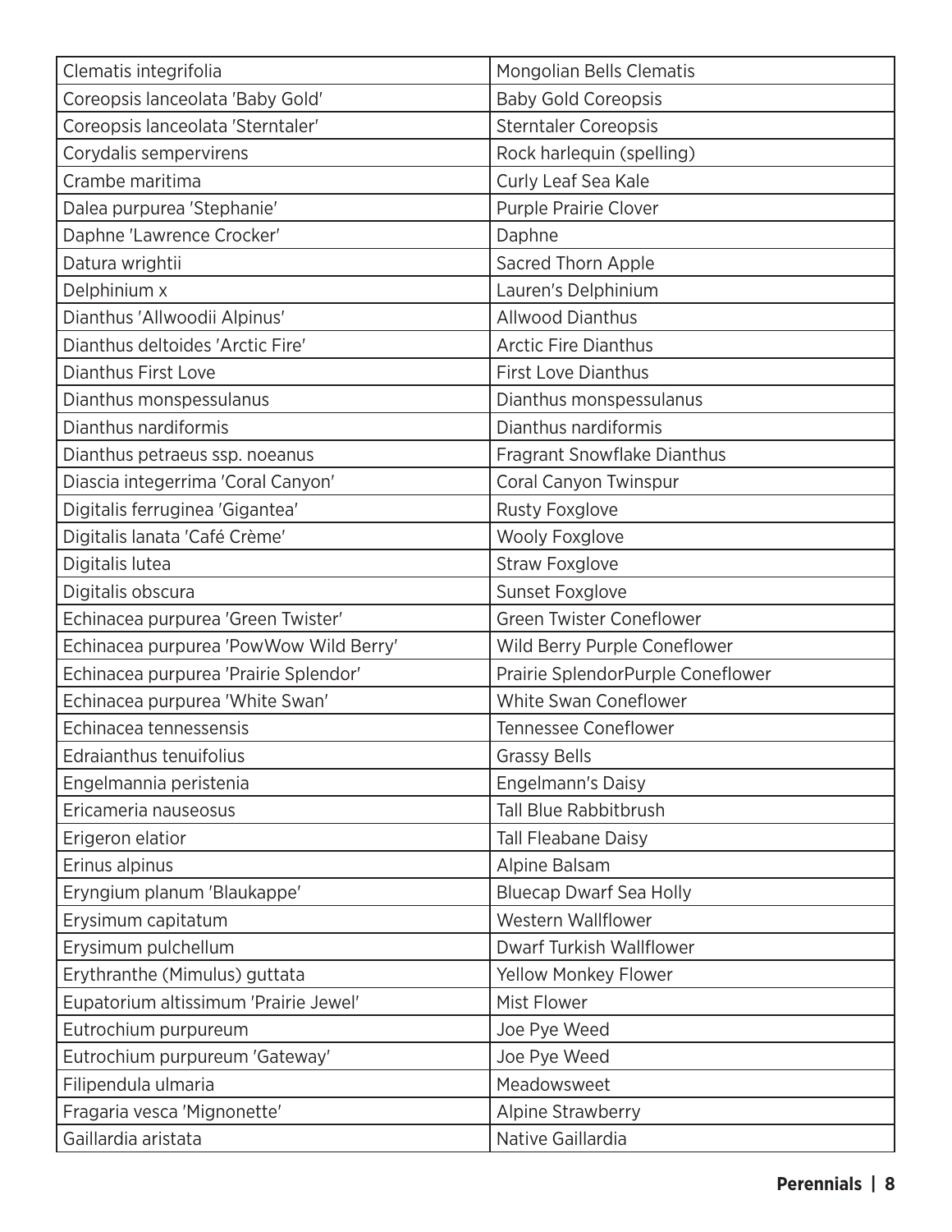| Clematis integrifolia | Mongolian Bells Clematis |
|---|---|
| Coreopsis lanceolata 'Baby Gold' | Baby Gold Coreopsis |
| Coreopsis lanceolata 'Sterntaler' | Sterntaler Coreopsis |
| Corydalis sempervirens | Rock harlequin (spelling) |
| Crambe maritima | Curly Leaf Sea Kale |
| Dalea purpurea 'Stephanie' | Purple Prairie Clover |
| Daphne 'Lawrence Crocker' | Daphne |
| Datura wrightii | Sacred Thorn Apple |
| Delphinium x | Lauren's Delphinium |
| Dianthus 'Allwoodii Alpinus' | Allwood Dianthus |
| Dianthus deltoides 'Arctic Fire' | Arctic Fire Dianthus |
| Dianthus First Love | First Love Dianthus |
| Dianthus monspessulanus | Dianthus monspessulanus |
| Dianthus nardiformis | Dianthus nardiformis |
| Dianthus petraeus ssp. noeanus | Fragrant Snowflake Dianthus |
| Diascia integerrima 'Coral Canyon' | Coral Canyon Twinspur |
| Digitalis ferruginea 'Gigantea' | Rusty Foxglove |
| Digitalis lanata 'Café Crème' | Wooly Foxglove |
| Digitalis lutea | Straw Foxglove |
| Digitalis obscura | Sunset Foxglove |
| Echinacea purpurea 'Green Twister' | Green Twister Coneflower |
| Echinacea purpurea 'PowWow Wild Berry' | Wild Berry Purple Coneflower |
| Echinacea purpurea 'Prairie Splendor' | Prairie SplendorPurple Coneflower |
| Echinacea purpurea 'White Swan' | White Swan Coneflower |
| Echinacea tennessensis | Tennessee Coneflower |
| Edraianthus tenuifolius | Grassy Bells |
| Engelmannia peristenia | Engelmann's Daisy |
| Ericameria nauseosus | Tall Blue Rabbitbrush |
| Erigeron elatior | Tall Fleabane Daisy |
| Erinus alpinus | Alpine Balsam |
| Eryngium planum 'Blaukappe' | Bluecap Dwarf Sea Holly |
| Erysimum capitatum | Western Wallflower |
| Erysimum pulchellum | Dwarf Turkish Wallflower |
| Erythranthe (Mimulus) guttata | Yellow Monkey Flower |
| Eupatorium altissimum 'Prairie Jewel' | Mist Flower |
| Eutrochium purpureum | Joe Pye Weed |
| Eutrochium purpureum 'Gateway' | Joe Pye Weed |
| Filipendula ulmaria | Meadowsweet |
| Fragaria vesca 'Mignonette' | Alpine Strawberry |
| Gaillardia aristata | Native Gaillardia |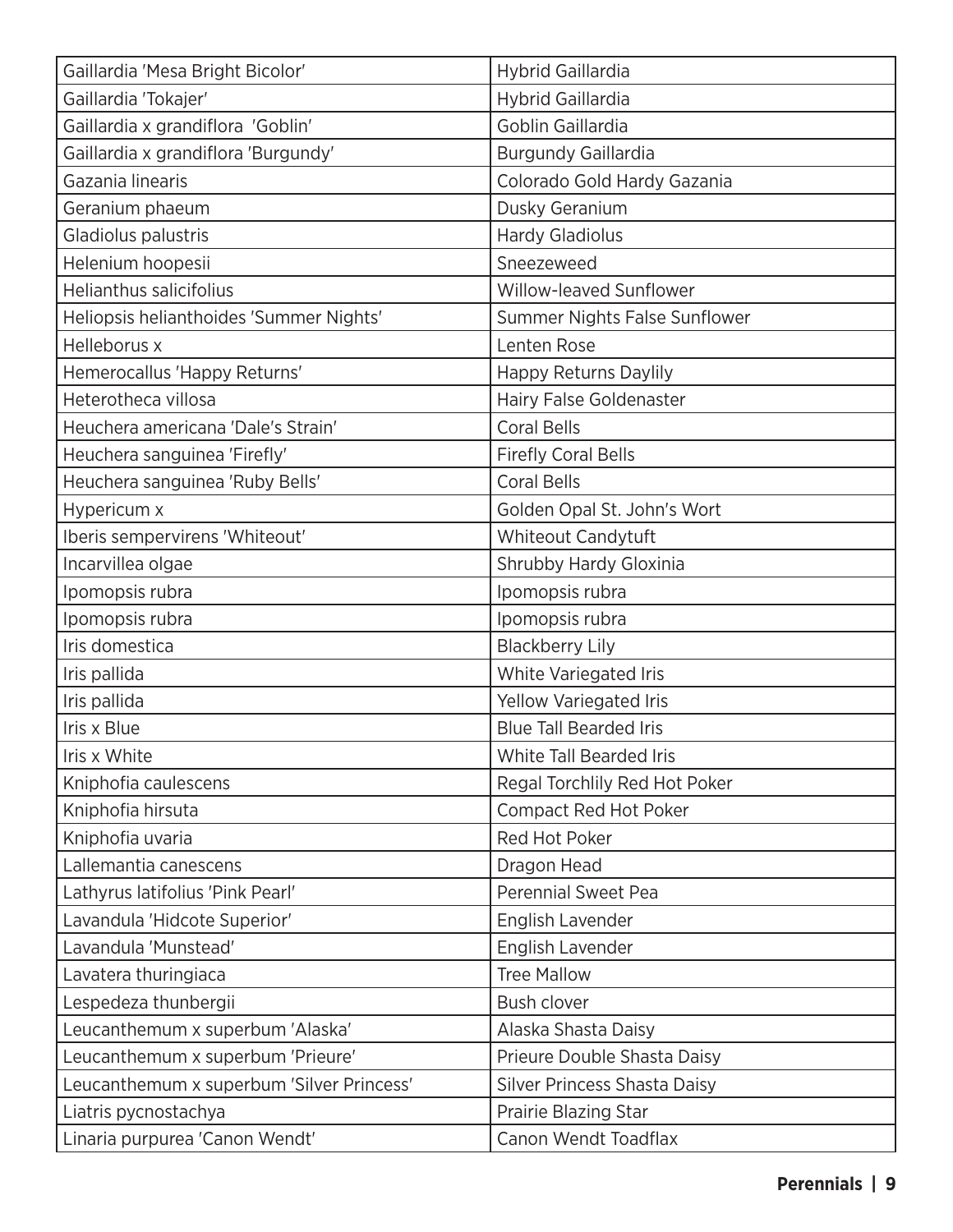| | |
|---|---|
| Gaillardia 'Mesa Bright Bicolor' | Hybrid Gaillardia |
| Gaillardia 'Tokajer' | Hybrid Gaillardia |
| Gaillardia x grandiflora 'Goblin' | Goblin Gaillardia |
| Gaillardia x grandiflora 'Burgundy' | Burgundy Gaillardia |
| Gazania linearis | Colorado Gold Hardy Gazania |
| Geranium phaeum | Dusky Geranium |
| Gladiolus palustris | Hardy Gladiolus |
| Helenium hoopesii | Sneezeweed |
| Helianthus salicifolius | Willow-leaved Sunflower |
| Heliopsis helianthoides 'Summer Nights' | Summer Nights False Sunflower |
| Helleborus x | Lenten Rose |
| Hemerocallus 'Happy Returns' | Happy Returns Daylily |
| Heterotheca villosa | Hairy False Goldenaster |
| Heuchera americana 'Dale's Strain' | Coral Bells |
| Heuchera sanguinea 'Firefly' | Firefly Coral Bells |
| Heuchera sanguinea 'Ruby Bells' | Coral Bells |
| Hypericum x | Golden Opal St. John's Wort |
| Iberis sempervirens 'Whiteout' | Whiteout Candytuft |
| Incarvillea olgae | Shrubby Hardy Gloxinia |
| Ipomopsis rubra | Ipomopsis rubra |
| Ipomopsis rubra | Ipomopsis rubra |
| Iris domestica | Blackberry Lily |
| Iris pallida | White Variegated Iris |
| Iris pallida | Yellow Variegated Iris |
| Iris x Blue | Blue Tall Bearded Iris |
| Iris x White | White Tall Bearded Iris |
| Kniphofia caulescens | Regal Torchlily Red Hot Poker |
| Kniphofia hirsuta | Compact Red Hot Poker |
| Kniphofia uvaria | Red Hot Poker |
| Lallemantia canescens | Dragon Head |
| Lathyrus latifolius 'Pink Pearl' | Perennial Sweet Pea |
| Lavandula 'Hidcote Superior' | English Lavender |
| Lavandula 'Munstead' | English Lavender |
| Lavatera thuringiaca | Tree Mallow |
| Lespedeza thunbergii | Bush clover |
| Leucanthemum x superbum 'Alaska' | Alaska Shasta Daisy |
| Leucanthemum x superbum 'Prieure' | Prieure Double Shasta Daisy |
| Leucanthemum x superbum 'Silver Princess' | Silver Princess Shasta Daisy |
| Liatris pycnostachya | Prairie Blazing Star |
| Linaria purpurea 'Canon Wendt' | Canon Wendt Toadflax |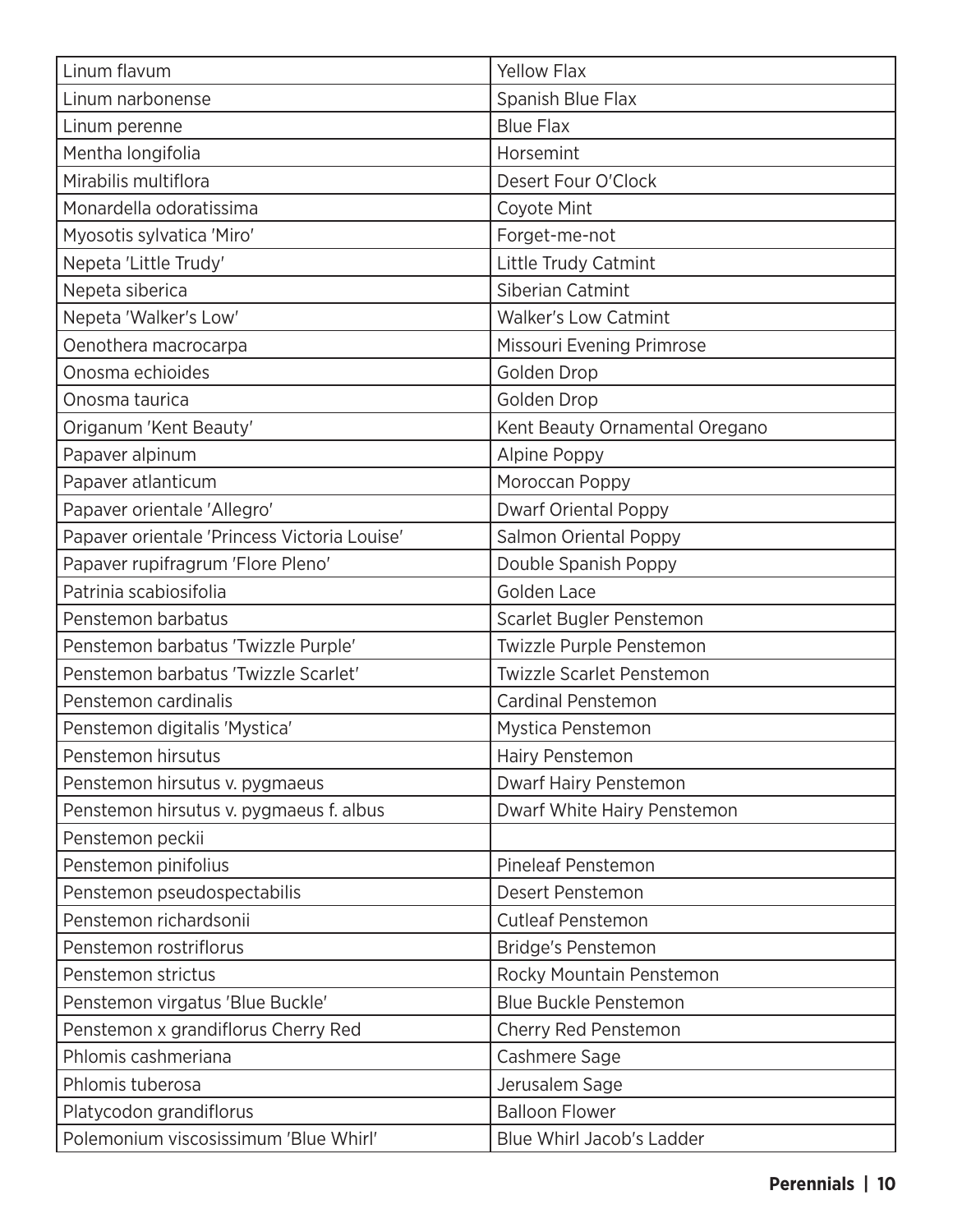| Linum flavum | Yellow Flax |
|---|---|
| Linum narbonense | Spanish Blue Flax |
| Linum perenne | Blue Flax |
| Mentha longifolia | Horsemint |
| Mirabilis multiflora | Desert Four O'Clock |
| Monardella odoratissima | Coyote Mint |
| Myosotis sylvatica 'Miro' | Forget-me-not |
| Nepeta 'Little Trudy' | Little Trudy Catmint |
| Nepeta siberica | Siberian Catmint |
| Nepeta 'Walker's Low' | Walker's Low Catmint |
| Oenothera macrocarpa | Missouri Evening Primrose |
| Onosma echioides | Golden Drop |
| Onosma taurica | Golden Drop |
| Origanum 'Kent Beauty' | Kent Beauty Ornamental Oregano |
| Papaver alpinum | Alpine Poppy |
| Papaver atlanticum | Moroccan Poppy |
| Papaver orientale 'Allegro' | Dwarf Oriental Poppy |
| Papaver orientale 'Princess Victoria Louise' | Salmon Oriental Poppy |
| Papaver rupifragrum 'Flore Pleno' | Double Spanish Poppy |
| Patrinia scabiosifolia | Golden Lace |
| Penstemon barbatus | Scarlet Bugler Penstemon |
| Penstemon barbatus 'Twizzle Purple' | Twizzle Purple Penstemon |
| Penstemon barbatus 'Twizzle Scarlet' | Twizzle Scarlet Penstemon |
| Penstemon cardinalis | Cardinal Penstemon |
| Penstemon digitalis 'Mystica' | Mystica Penstemon |
| Penstemon hirsutus | Hairy Penstemon |
| Penstemon hirsutus v. pygmaeus | Dwarf Hairy Penstemon |
| Penstemon hirsutus v. pygmaeus f. albus | Dwarf White Hairy Penstemon |
| Penstemon peckii | |
| Penstemon pinifolius | Pineleaf Penstemon |
| Penstemon pseudospectabilis | Desert Penstemon |
| Penstemon richardsonii | Cutleaf Penstemon |
| Penstemon rostriflorus | Bridge's Penstemon |
| Penstemon strictus | Rocky Mountain Penstemon |
| Penstemon virgatus 'Blue Buckle' | Blue Buckle Penstemon |
| Penstemon x grandiflorus Cherry Red | Cherry Red Penstemon |
| Phlomis cashmeriana | Cashmere Sage |
| Phlomis tuberosa | Jerusalem Sage |
| Platycodon grandiflorus | Balloon Flower |
| Polemonium viscosissimum 'Blue Whirl' | Blue Whirl Jacob's Ladder |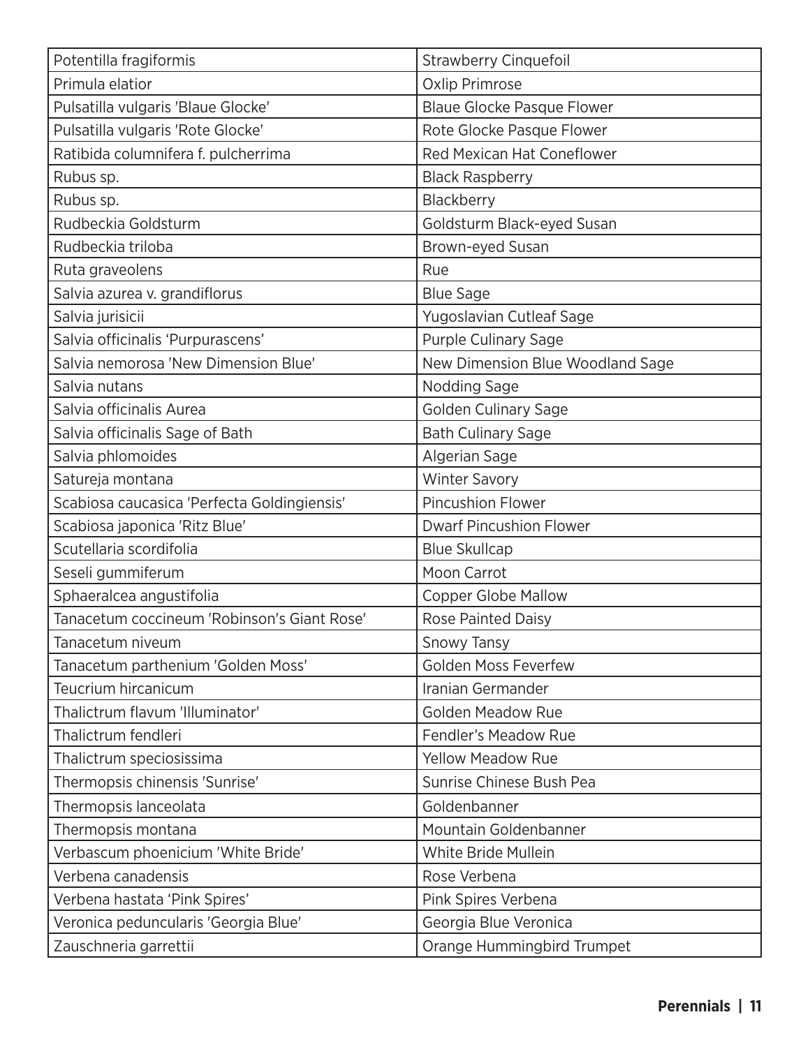| | |
|---|---|
| Potentilla fragiformis | Strawberry Cinquefoil |
| Primula elatior | Oxlip Primrose |
| Pulsatilla vulgaris 'Blaue Glocke' | Blaue Glocke Pasque Flower |
| Pulsatilla vulgaris 'Rote Glocke' | Rote Glocke Pasque Flower |
| Ratibida columnifera f. pulcherrima | Red Mexican Hat Coneflower |
| Rubus sp. | Black Raspberry |
| Rubus sp. | Blackberry |
| Rudbeckia Goldsturm | Goldsturm Black-eyed Susan |
| Rudbeckia triloba | Brown-eyed Susan |
| Ruta graveolens | Rue |
| Salvia azurea v. grandiflorus | Blue Sage |
| Salvia jurisicii | Yugoslavian Cutleaf Sage |
| Salvia officinalis 'Purpurascens' | Purple Culinary Sage |
| Salvia nemorosa 'New Dimension Blue' | New Dimension Blue Woodland Sage |
| Salvia nutans | Nodding Sage |
| Salvia officinalis Aurea | Golden Culinary Sage |
| Salvia officinalis Sage of Bath | Bath Culinary Sage |
| Salvia phlomoides | Algerian Sage |
| Satureja montana | Winter Savory |
| Scabiosa caucasica 'Perfecta Goldingiensis' | Pincushion Flower |
| Scabiosa japonica 'Ritz Blue' | Dwarf Pincushion Flower |
| Scutellaria scordifolia | Blue Skullcap |
| Seseli gummiferum | Moon Carrot |
| Sphaeralcea angustifolia | Copper Globe Mallow |
| Tanacetum coccineum 'Robinson's Giant Rose' | Rose Painted Daisy |
| Tanacetum niveum | Snowy Tansy |
| Tanacetum parthenium 'Golden Moss' | Golden Moss Feverfew |
| Teucrium hircanicum | Iranian Germander |
| Thalictrum flavum 'Illuminator' | Golden Meadow Rue |
| Thalictrum fendleri | Fendler's Meadow Rue |
| Thalictrum speciosissima | Yellow Meadow Rue |
| Thermopsis chinensis 'Sunrise' | Sunrise Chinese Bush Pea |
| Thermopsis lanceolata | Goldenbanner |
| Thermopsis montana | Mountain Goldenbanner |
| Verbascum phoenicium 'White Bride' | White Bride Mullein |
| Verbena canadensis | Rose Verbena |
| Verbena hastata 'Pink Spires' | Pink Spires Verbena |
| Veronica peduncularis 'Georgia Blue' | Georgia Blue Veronica |
| Zauschneria garrettii | Orange Hummingbird Trumpet |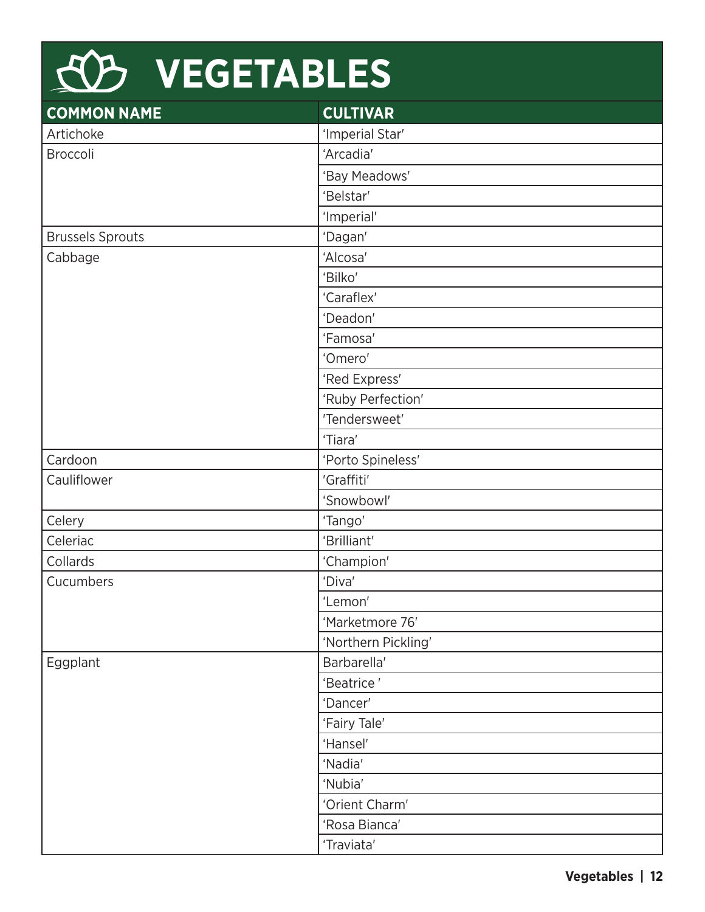# VEGETABLES

| COMMON NAME | CULTIVAR |
|---|---|
| Artichoke | 'Imperial Star' |
| Broccoli | 'Arcadia' |
| | 'Bay Meadows' |
| | 'Belstar' |
| | 'Imperial' |
| Brussels Sprouts | 'Dagan' |
| Cabbage | 'Alcosa' |
| | 'Bilko' |
| | 'Caraflex' |
| | 'Deadon' |
| | 'Famosa' |
| | 'Omero' |
| | 'Red Express' |
| | 'Ruby Perfection' |
| | 'Tendersweet' |
| | 'Tiara' |
| Cardoon | 'Porto Spineless' |
| Cauliflower | 'Graffiti' |
| | 'Snowbowl' |
| Celery | 'Tango' |
| Celeriac | 'Brilliant' |
| Collards | 'Champion' |
| Cucumbers | 'Diva' |
| | 'Lemon' |
| | 'Marketmore 76' |
| | 'Northern Pickling' |
| Eggplant | Barbarella' |
| | 'Beatrice ' |
| | 'Dancer' |
| | 'Fairy Tale' |
| | 'Hansel' |
| | 'Nadia' |
| | 'Nubia' |
| | 'Orient Charm' |
| | 'Rosa Bianca' |
| | 'Traviata' |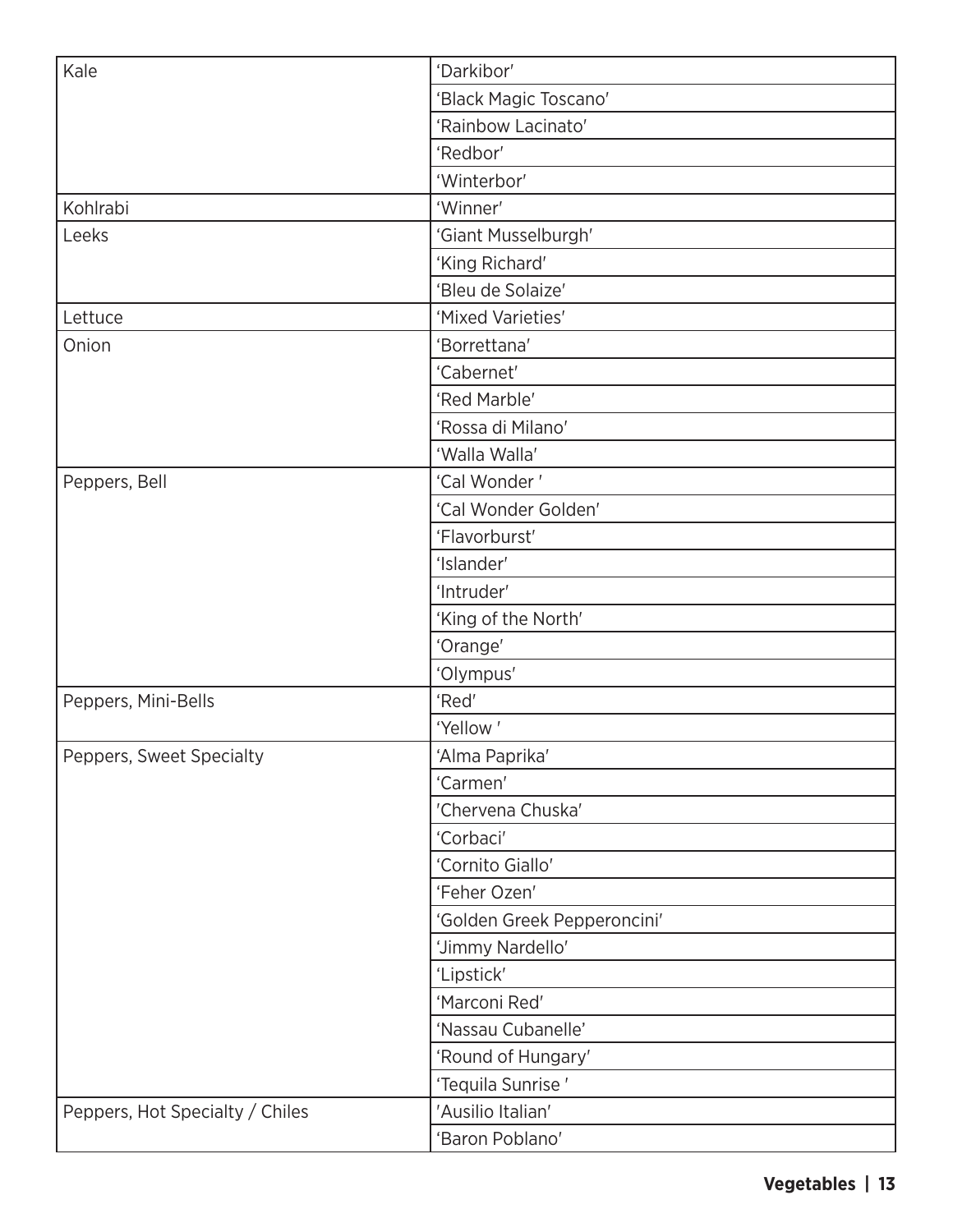| | |
|---|---|
| Kale | 'Darkibor' |
| | 'Black Magic Toscano' |
| | 'Rainbow Lacinato' |
| | 'Redbor' |
| | 'Winterbor' |
| Kohlrabi | 'Winner' |
| Leeks | 'Giant Musselburgh' |
| | 'King Richard' |
| | 'Bleu de Solaize' |
| Lettuce | 'Mixed Varieties' |
| Onion | 'Borrettana' |
| | 'Cabernet' |
| | 'Red Marble' |
| | 'Rossa di Milano' |
| | 'Walla Walla' |
| Peppers, Bell | 'Cal Wonder ' |
| | 'Cal Wonder Golden' |
| | 'Flavorburst' |
| | 'Islander' |
| | 'Intruder' |
| | 'King of the North' |
| | 'Orange' |
| | 'Olympus' |
| Peppers, Mini-Bells | 'Red' |
| | 'Yellow ' |
| Peppers, Sweet Specialty | 'Alma Paprika' |
| | 'Carmen' |
| | 'Chervena Chuska' |
| | 'Corbaci' |
| | 'Cornito Giallo' |
| | 'Feher Ozen' |
| | 'Golden Greek Pepperoncini' |
| | 'Jimmy Nardello' |
| | 'Lipstick' |
| | 'Marconi Red' |
| | 'Nassau Cubanelle' |
| | 'Round of Hungary' |
| | 'Tequila Sunrise ' |
| Peppers, Hot Specialty / Chiles | 'Ausilio Italian' |
| | 'Baron Poblano' |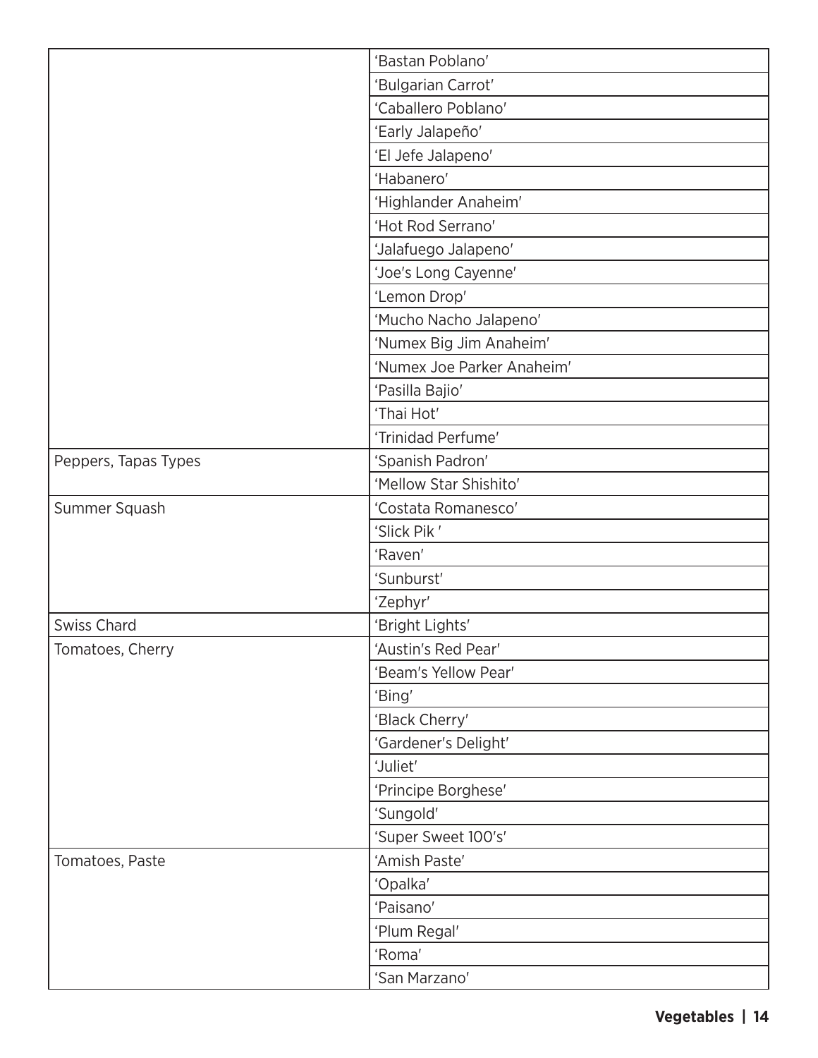| | |
|---|---|
| | 'Bastan Poblano' |
| | 'Bulgarian Carrot' |
| | 'Caballero Poblano' |
| | 'Early Jalapeño' |
| | 'El Jefe Jalapeno' |
| | 'Habanero' |
| | 'Highlander Anaheim' |
| | 'Hot Rod Serrano' |
| | 'Jalafuego Jalapeno' |
| | 'Joe's Long Cayenne' |
| | 'Lemon Drop' |
| | 'Mucho Nacho Jalapeno' |
| | 'Numex Big Jim Anaheim' |
| | 'Numex Joe Parker Anaheim' |
| | 'Pasilla Bajio' |
| | 'Thai Hot' |
| | 'Trinidad Perfume' |
| Peppers, Tapas Types | 'Spanish Padron' |
| | 'Mellow Star Shishito' |
| Summer Squash | 'Costata Romanesco' |
| | 'Slick Pik ' |
| | 'Raven' |
| | 'Sunburst' |
| | 'Zephyr' |
| Swiss Chard | 'Bright Lights' |
| Tomatoes, Cherry | 'Austin's Red Pear' |
| | 'Beam's Yellow Pear' |
| | 'Bing' |
| | 'Black Cherry' |
| | 'Gardener's Delight' |
| | 'Juliet' |
| | 'Principe Borghese' |
| | 'Sungold' |
| | 'Super Sweet 100's' |
| Tomatoes, Paste | 'Amish Paste' |
| | 'Opalka' |
| | 'Paisano' |
| | 'Plum Regal' |
| | 'Roma' |
| | 'San Marzano' |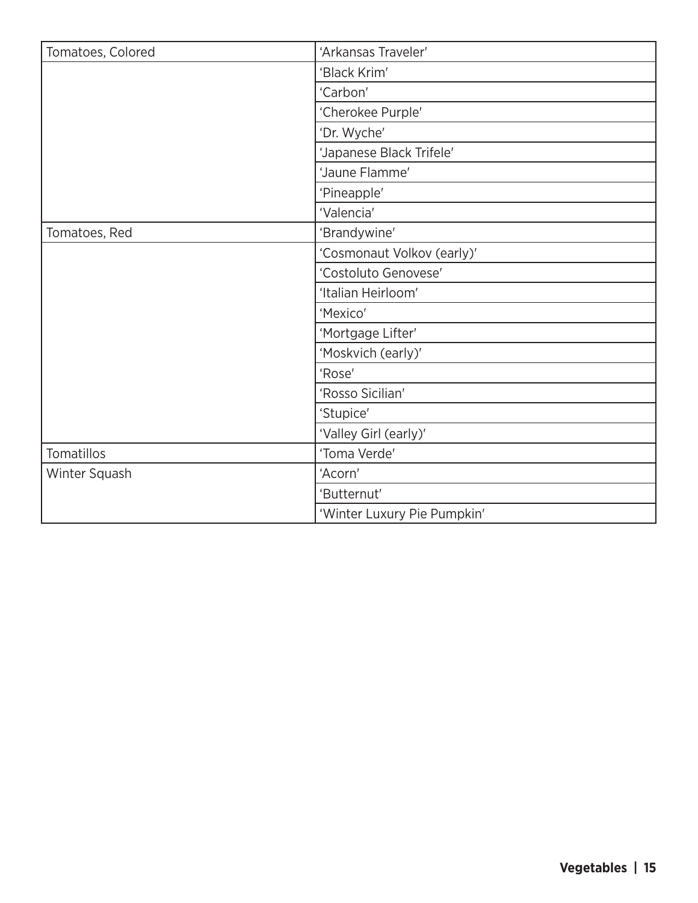| | |
|---|---|
| Tomatoes, Colored | 'Arkansas Traveler' |
| | 'Black Krim' |
| | 'Carbon' |
| | 'Cherokee Purple' |
| | 'Dr. Wyche' |
| | 'Japanese Black Trifele' |
| | 'Jaune Flamme' |
| | 'Pineapple' |
| | 'Valencia' |
| Tomatoes, Red | 'Brandywine' |
| | 'Cosmonaut Volkov (early)' |
| | 'Costoluto Genovese' |
| | 'Italian Heirloom' |
| | 'Mexico' |
| | 'Mortgage Lifter' |
| | 'Moskvich (early)' |
| | 'Rose' |
| | 'Rosso Sicilian' |
| | 'Stupice' |
| | 'Valley Girl (early)' |
| Tomatillos | 'Toma Verde' |
| Winter Squash | 'Acorn' |
| | 'Butternut' |
| | 'Winter Luxury Pie Pumpkin' |